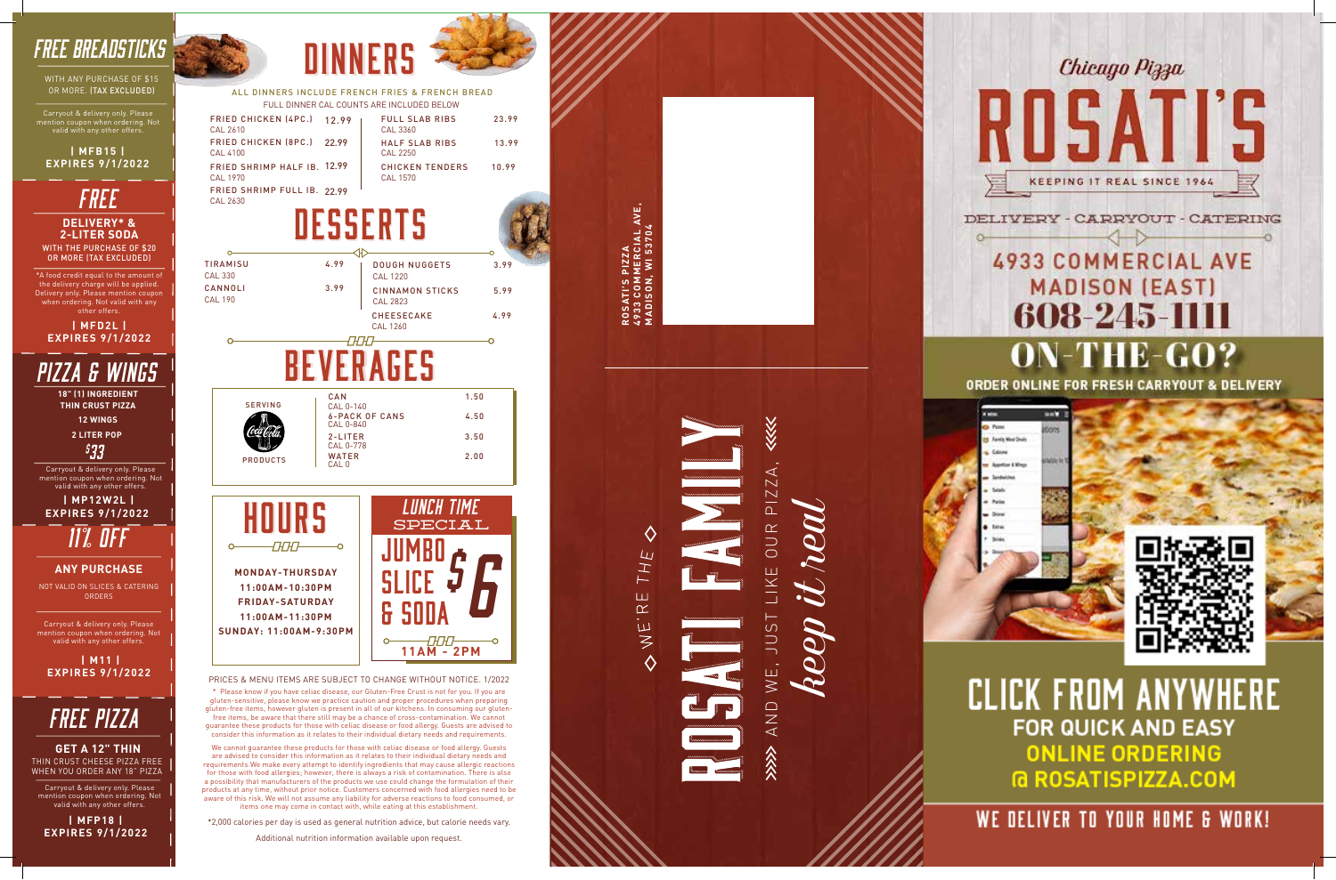## FREE BREADSTICKS

WITH ANY PURCHASE OF $15 OR MORE. (TAX EXCLUDED)

Carryout & delivery only. Please mention coupon when ordering. Not valid with any other offers.

**| MFB15 |**
**EXPIRES 9/1/2022**

## FREE

**DELIVERY* & 2-LITER SODA**

WITH THE PURCHASE OF $20 OR MORE (TAX EXCLUDED)

*A food credit equal to the amount of the delivery charge will be applied. Delivery only. Please mention coupon when ordering. Not valid with any other offers.

**| MFD2L |**
**EXPIRES 9/1/2022**

## PIZZA & WINGS

**18" (1) INGREDIENT THIN CRUST PIZZA**

**12 WINGS**

**2 LITER POP**

**$33**

Carryout & delivery only. Please mention coupon when ordering. Not valid with any other offers.

**| MP12W2L |**
**EXPIRES 9/1/2022**

## 11% OFF

**ANY PURCHASE**

NOT VALID ON SLICES & CATERING ORDERS

Carryout & delivery only. Please mention coupon when ordering. Not valid with any other offers.

**| M11 |**
**EXPIRES 9/1/2022**

## FREE PIZZA

**GET A 12" THIN**

THIN CRUST CHEESE PIZZA FREE WHEN YOU ORDER ANY 18" PIZZA

Carryout & delivery only. Please mention coupon when ordering. Not valid with any other offers.

**| MFP18 |**
**EXPIRES 9/1/2022**

# DINNERS

ALL DINNERS INCLUDE FRENCH FRIES & FRENCH BREAD
FULL DINNER CAL COUNTS ARE INCLUDED BELOW

| Item | Price |
|---|---|
| FRIED CHICKEN (4PC.) CAL 2610 | 12.99 |
| FRIED CHICKEN (8PC.) CAL 4100 | 22.99 |
| FRIED SHRIMP HALF LB. CAL 1970 | 12.99 |
| FRIED SHRIMP FULL LB. CAL 2630 | 22.99 |
| FULL SLAB RIBS CAL 3360 | 23.99 |
| HALF SLAB RIBS CAL 2250 | 13.99 |
| CHICKEN TENDERS CAL 1570 | 10.99 |

# DESSERTS

| Item | Price |
|---|---|
| TIRAMISU CAL 330 | 4.99 |
| CANNOLI CAL 190 | 3.99 |
| DOUGH NUGGETS CAL 1220 | 3.99 |
| CINNAMON STICKS CAL 2823 | 5.99 |
| CHEESECAKE CAL 1260 | 4.99 |

# BEVERAGES

SERVING Coca-Cola PRODUCTS

| Item | Price |
|---|---|
| CAN CAL 0-140 | 1.50 |
| 6-PACK OF CANS CAL 0-840 | 4.50 |
| 2-LITER CAL 0-778 | 3.50 |
| WATER CAL 0 | 2.00 |

# HOURS

**MONDAY-THURSDAY**
**11:00AM-10:30PM**
**FRIDAY-SATURDAY**
**11:00AM-11:30PM**
**SUNDAY: 11:00AM-9:30PM**

## LUNCH TIME SPECIAL

**JUMBO SLICE & SODA $6**

**11AM - 2PM**

PRICES & MENU ITEMS ARE SUBJECT TO CHANGE WITHOUT NOTICE. 1/2022

* Please know if you have celiac disease, our Gluten-Free Crust is not for you. If you are gluten-sensitive, please know we practice caution and proper procedures when preparing gluten-free items, however gluten is present in all of our kitchens. In consuming our gluten-free items, be aware that there still may be a chance of cross-contamination. We cannot guarantee these products for those with celiac disease or food allergy. Guests are advised to consider this information as it relates to their individual dietary needs and requirements.

We cannot guarantee these products for those with celiac disease or food allergy. Guests are advised to consider this information as it relates to their individual dietary needs and requirements.We make every attempt to identify ingredients that may cause allergic reactions for those with food allergies; however, there is always a risk of contamination. There is also a possibility that manufacturers of the products we use could change the formulation of their products at any time, without prior notice. Customers concerned with food allergies need to be aware of this risk. We will not assume any liability for adverse reactions to food consumed, or items one may come in contact with, while eating at this establishment.

*2,000 calories per day is used as general nutrition advice, but calorie needs vary.

Additional nutrition information available upon request.

ROSATI'S PIZZA
4933 COMMERCIAL AVE.
MADISON, WI 53704

◇ WE'RE THE ◇

# ROSATI FAMILY

»» AND WE, JUST LIKE OUR PIZZA, ««

*keep it real*

Chicago Pizza

# ROSATI'S

KEEPING IT REAL SINCE 1964

DELIVERY - CARRYOUT - CATERING

## 4933 COMMERCIAL AVE MADISON (EAST)

## 608-245-1111

## ON-THE-GO?

**ORDER ONLINE FOR FRESH CARRYOUT & DELIVERY**

## CLICK FROM ANYWHERE

**FOR QUICK AND EASY ONLINE ORDERING @ ROSATISPIZZA.COM**

## WE DELIVER TO YOUR HOME & WORK!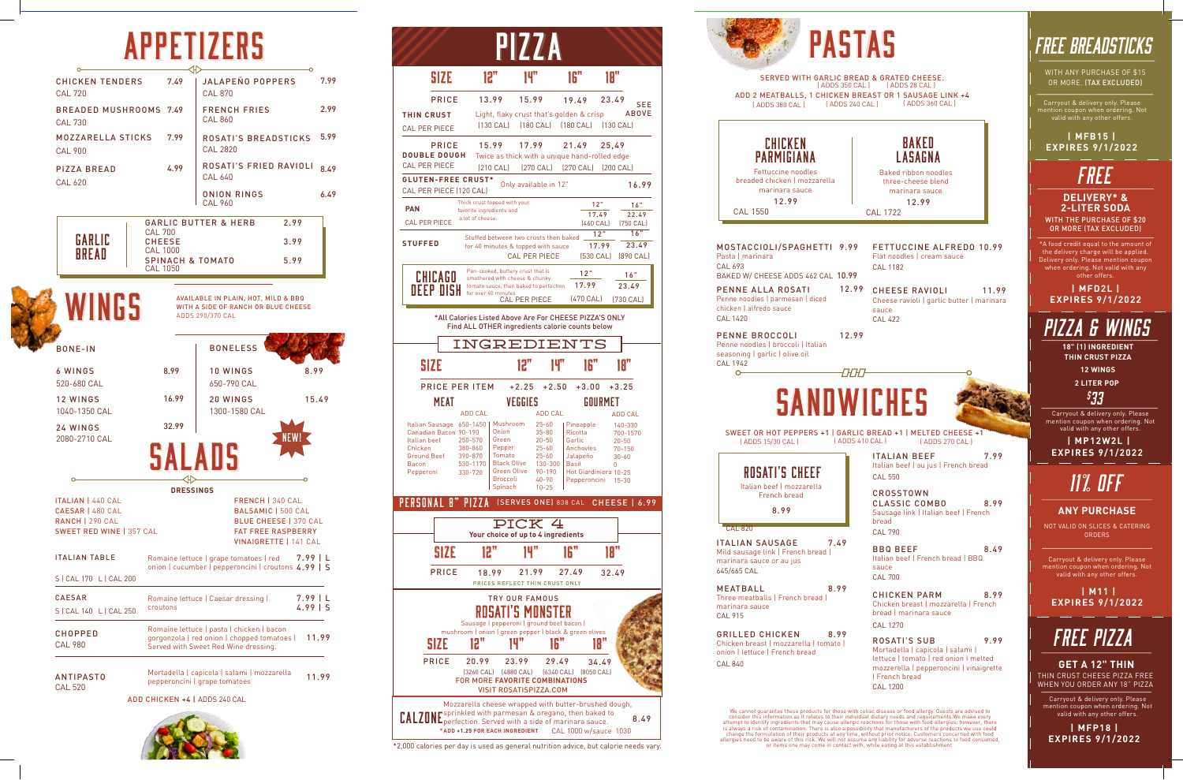# APPETIZERS

| | | | |
|---|---|---|---|
| CHICKEN TENDERS<br>CAL 720 | 7.49 | JALAPEÑO POPPERS<br>CAL 870 | 7.99 |
| BREADED MUSHROOMS<br>CAL 730 | 7.49 | FRENCH FRIES<br>CAL 860 | 2.99 |
| MOZZARELLA STICKS<br>CAL 900 | 7.99 | ROSATI'S BREADSTICKS<br>CAL 2820 | 5.99 |
| PIZZA BREAD<br>CAL 620 | 4.99 | ROSATI'S FRIED RAVIOLI<br>CAL 640 | 8.49 |
| | | ONION RINGS<br>CAL 960 | 6.49 |

## GARLIC BREAD

| | |
|---|---|
| GARLIC BUTTER & HERB<br>CAL 700 | 2.99 |
| CHEESE<br>CAL 1000 | 3.99 |
| SPINACH & TOMATO<br>CAL 1050 | 5.99 |

# WINGS

AVAILABLE IN PLAIN, HOT, MILD & BBQ WITH A SIDE OF RANCH OR BLUE CHEESE ADDS 290/370 CAL

| BONE-IN | | BONELESS | |
|---|---|---|---|
| 6 WINGS<br>520-680 CAL | 8.99 | 10 WINGS<br>650-790 CAL | 8.99 |
| 12 WINGS<br>1040-1350 CAL | 16.99 | 20 WINGS<br>1300-1580 CAL | 15.49 |
| 24 WINGS<br>2080-2710 CAL | 32.99 | | |

NEW!

# SALADS

### DRESSINGS

ITALIAN | 440 CAL
CAESAR | 480 CAL
RANCH | 290 CAL
SWEET RED WINE | 357 CAL
FRENCH | 340 CAL
BALSAMIC | 500 CAL
BLUE CHEESE | 370 CAL
FAT FREE RASPBERRY VINAIGRETTE | 141 CAL

| | | |
|---|---|---|
| ITALIAN TABLE<br>S \| CAL 170 L \| CAL 200 | Romaine lettuce \| grape tomatoes \| red onion \| cucumber \| pepperoncini \| croutons | 7.99 \| L<br>4.99 \| S |
| CAESAR<br>S \| CAL 140 L \| CAL 250 | Romaine lettuce \| Caesar dressing \| croutons | 7.99 \| L<br>4.99 \| S |
| CHOPPED<br>CAL 980 | Romaine lettuce \| pasta \| chicken \| bacon gorgonzola \| red onion \| chopped tomatoes \| Served with Sweet Red Wine dressing. | 11.99 |
| ANTIPASTO<br>CAL 520 | Mortadella \| capicola \| salami \| mozzarella pepperoncini \| grape tomatoes | 11.99 |

ADD CHICKEN +4 | ADDS 240 CAL

# PIZZA

| SIZE | 12" | 14" | 16" | 18" |
|---|---|---|---|---|
| THIN CRUST PRICE<br>Light, flaky crust that's golden & crisp | 13.99 | 15.99 | 19.49 | 23.49 |
| CAL PER PIECE | (130 CAL) | (180 CAL) | (180 CAL) | (130 CAL) |
| DOUBLE DOUGH PRICE<br>Twice as thick with a unique hand-rolled edge | 15.99 | 17.99 | 21.49 | 25.49 |
| CAL PER PIECE | (210 CAL) | (270 CAL) | (270 CAL) | (200 CAL) |

SEE ABOVE

GLUTEN-FREE CRUST* Only available in 12" — 16.99
CAL PER PIECE (120 CAL)

| | | 12" | 16" |
|---|---|---|---|
| PAN | Thick crust topped with your favorite ingredients and a lot of cheese. | 17.49 | 22.49 |
| CAL PER PIECE | | (460 CAL) | (750 CAL) |
| STUFFED | Stuffed between two crusts then baked for 40 minutes & topped with sauce | 17.99 | 23.49 |
| CAL PER PIECE | | (530 CAL) | (890 CAL) |
| CHICAGO DEEP DISH | Pan-cooked, buttery crust that is smothered with cheese & chunky tomato sauce, then baked to perfection for over 40 minutes | 17.99 | 23.49 |
| CAL PER PIECE | | (470 CAL) | (730 CAL) |

*All Calories Listed Above Are For CHEESE PIZZA'S ONLY
Find ALL OTHER ingredients calorie counts below

## INGREDIENTS

| SIZE | 12" | 14" | 16" | 18" |
|---|---|---|---|---|
| PRICE PER ITEM | +2.25 | +2.50 | +3.00 | +3.25 |

| MEAT | ADD CAL | VEGGIES | ADD CAL | GOURMET | ADD CAL |
|---|---|---|---|---|---|
| Italian Sausage | 650-1450 | Mushroom | 25-60 | Pineapple | 140-330 |
| Canadian Bacon | 90-190 | Onion | 35-80 | Ricotta | 700-1570 |
| Italian beef | 250-570 | Green | 20-50 | Garlic | 20-50 |
| Chicken | 380-860 | Pepper | 25-60 | Anchovies | 70-150 |
| Ground Beef | 390-870 | Tomato | 25-60 | Jalapeño | 30-60 |
| Bacon | 530-1170 | Black Olive | 130-300 | Basil | 0 |
| Pepperoni | 330-720 | Green Olive | 90-190 | Hot Giardiniera | 10-25 |
| | | Broccoli | 40-90 | Pepperoncini | 15-30 |
| | | Spinach | 10-25 | | |

PERSONAL 8" PIZZA (SERVES ONE) 838 CAL CHEESE | 6.99

## PICK 4

Your choice of up to 4 ingredients

| SIZE | 12" | 14" | 16" | 18" |
|---|---|---|---|---|
| PRICE | 18.99 | 21.99 | 27.49 | 32.49 |

PRICES REFLECT THIN CRUST ONLY

TRY OUR FAMOUS

## ROSATI'S MONSTER

Sausage | pepperoni | ground beef bacon | mushroom | onion | green pepper | black & green olives

| SIZE | 12" | 14" | 16" | 18" |
|---|---|---|---|---|
| PRICE | 20.99 | 23.99 | 29.49 | 34.49 |
| | (3260 CAL) | (4880 CAL) | (6340 CAL) | (8050 CAL) |

FOR MORE FAVORITE COMBINATIONS
VISIT ROSATISPIZZA.COM

**CALZONE** Mozzarella cheese wrapped with butter-brushed dough, sprinkled with parmesan & oregano, then baked to perfection. Served with a side of marinara sauce. 8.49
*ADD +1.25 FOR EACH INGREDIENT CAL 1000 w/sauce 1030

*2,000 calories per day is used as general nutrition advice, but calorie needs vary.

# PASTAS

SERVED WITH GARLIC BREAD & GRATED CHEESE.
( ADDS 350 CAL ) ( ADDS 28 CAL )
ADD 2 MEATBALLS, 1 CHICKEN BREAST OR 1 SAUSAGE LINK +4
( ADDS 380 CAL ) ( ADDS 240 CAL ) ( ADDS 360 CAL )

**CHICKEN PARMIGIANA** — Fettuccine noodles breaded chicken | mozzarella marinara sauce — 12.99 — CAL 1550

**BAKED LASAGNA** — Baked ribbon noodles three-cheese blend marinara sauce — 12.99 — CAL 1722

MOSTACCIOLI/SPAGHETTI 9.99
Pasta | marinara
CAL 693
BAKED W/ CHEESE ADDS 462 CAL 10.99

PENNE ALLA ROSATI 12.99
Penne noodles | parmesan | diced chicken | alfredo sauce
CAL 1420

PENNE BROCCOLI 12.99
Penne noodles | broccoli | Italian seasoning | garlic | olive oil
CAL 1942

FETTUCCINE ALFREDO 10.99
Flat noodles | cream sauce
CAL 1182

CHEESE RAVIOLI 11.99
Cheese ravioli | garlic butter | marinara sauce
CAL 422

# SANDWICHES

SWEET OR HOT PEPPERS +1 | GARLIC BREAD +1 | MELTED CHEESE +1
( ADDS 15/30 CAL ) ( ADDS 410 CAL ) ( ADDS 270 CAL )

**ROSATI'S CHEEF** — Italian beef | mozzarella French bread — 8.99 — CAL 820

ITALIAN SAUSAGE 7.49
Mild sausage link | French bread | marinara sauce or au jus
645/665 CAL

MEATBALL 8.99
Three meatballs | French bread | marinara sauce
CAL 915

GRILLED CHICKEN 8.99
Chicken breast | mozzarella | tomato | onion | lettuce | French bread
CAL 840

ITALIAN BEEF 7.99
Italian beef | au jus | French bread
CAL 550

CROSSTOWN CLASSIC COMBO 8.99
Sausage link | Italian beef | French bread
CAL 790

BBQ BEEF 8.49
Italian beef | French bread | BBQ sauce
CAL 700

CHICKEN PARM 8.99
Chicken breast | mozzarella | French bread | marinara sauce
CAL 1270

ROSATI'S SUB 9.99
Mortadella | capicola | salami | lettuce | tomato | red onion | melted mozzarella | pepperoncini | vinaigrette | French bread
CAL 1200

We cannot guarantee these products for those with celiac disease or food allergy. Guests are advised to consider this information as it relates to their individual dietary needs and requirements.We make every attempt to identify ingredients that may cause allergic reactions for those with food allergies; however, there is always a risk of contamination. There is also a possibility that manufacturers of the products we use could change the formulation of their products at any time, without prior notice. Customers concerned with food allergies need to be aware of this risk. We will not assume any liability for adverse reactions to food consumed, or items one may come in contact with, while eating at this establishment.

## FREE BREADSTICKS

WITH ANY PURCHASE OF $15 OR MORE. (TAX EXCLUDED)

Carryout & delivery only. Please mention coupon when ordering. Not valid with any other offers.

**| MFB15 |**
**EXPIRES 9/1/2022**

## FREE

**DELIVERY* & 2-LITER SODA**
WITH THE PURCHASE OF $20 OR MORE (TAX EXCLUDED)

*A food credit equal to the amount of the delivery charge will be applied. Delivery only. Please mention coupon when ordering. Not valid with any other offers.

**| MFD2L |**
**EXPIRES 9/1/2022**

## PIZZA & WINGS

**18" (1) INGREDIENT THIN CRUST PIZZA**
**12 WINGS**
**2 LITER POP**
**$33**

Carryout & delivery only. Please mention coupon when ordering. Not valid with any other offers.

**| MP12W2L |**
**EXPIRES 9/1/2022**

## 11% OFF

**ANY PURCHASE**

NOT VALID ON SLICES & CATERING ORDERS

Carryout & delivery only. Please mention coupon when ordering. Not valid with any other offers.

**| M11 |**
**EXPIRES 9/1/2022**

## FREE PIZZA

**GET A 12" THIN**
THIN CRUST CHEESE PIZZA FREE WHEN YOU ORDER ANY 18" PIZZA

Carryout & delivery only. Please mention coupon when ordering. Not valid with any other offers.

**| MFP18 |**
**EXPIRES 9/1/2022**